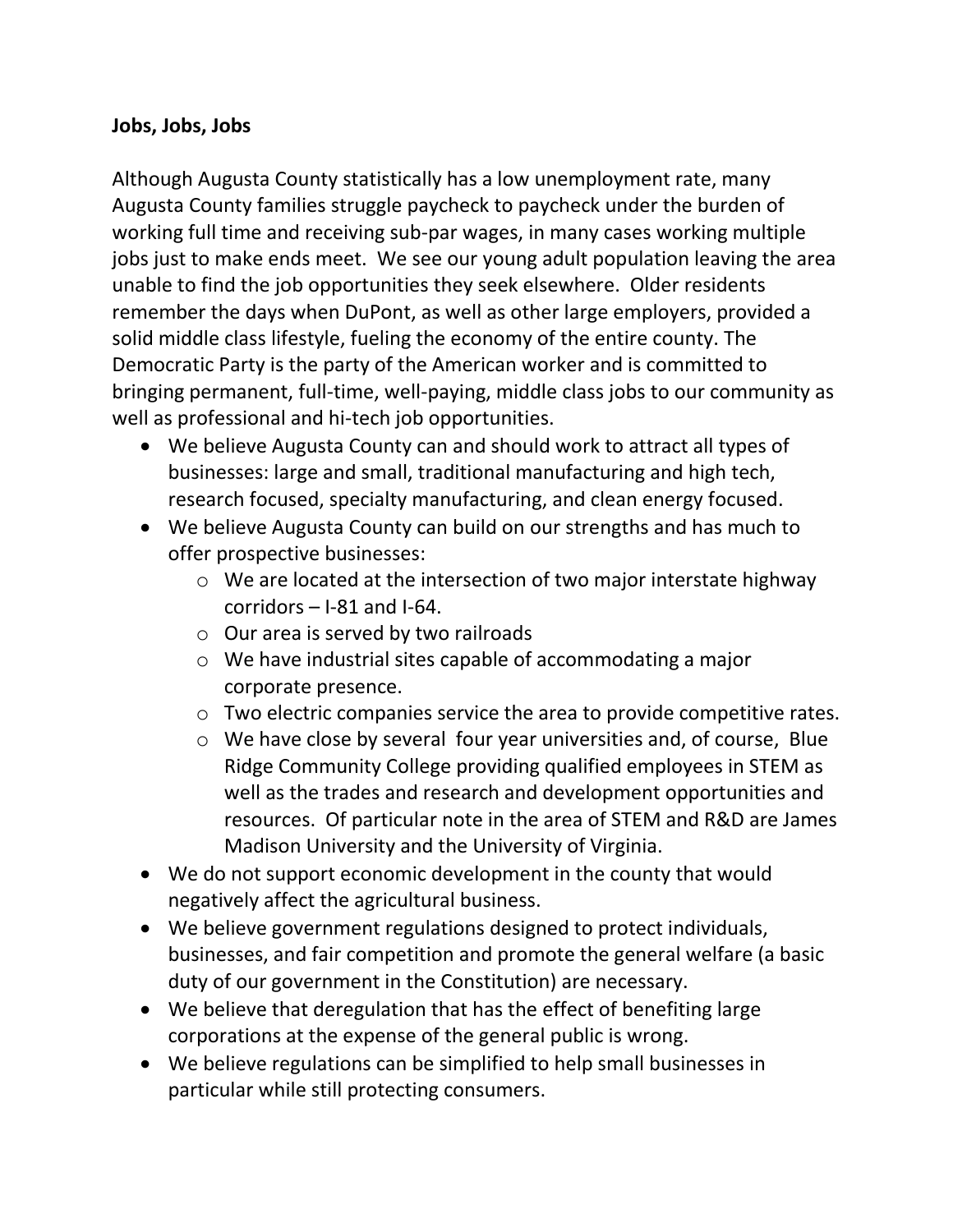**Jobs, Jobs, Jobs**

Although Augusta County statistically has a low unemployment rate, many Augusta County families struggle paycheck to paycheck under the burden of working full time and receiving sub-par wages, in many cases working multiple jobs just to make ends meet. We see our young adult population leaving the area unable to find the job opportunities they seek elsewhere. Older residents remember the days when DuPont, as well as other large employers, provided a solid middle class lifestyle, fueling the economy of the entire county. The Democratic Party is the party of the American worker and is committed to bringing permanent, full-time, well-paying, middle class jobs to our community as well as professional and hi-tech job opportunities.

- We believe Augusta County can and should work to attract all types of businesses: large and small, traditional manufacturing and high tech, research focused, specialty manufacturing, and clean energy focused.
- We believe Augusta County can build on our strengths and has much to offer prospective businesses:
  - We are located at the intersection of two major interstate highway corridors – I-81 and I-64.
  - Our area is served by two railroads
  - We have industrial sites capable of accommodating a major corporate presence.
  - Two electric companies service the area to provide competitive rates.
  - We have close by several four year universities and, of course, Blue Ridge Community College providing qualified employees in STEM as well as the trades and research and development opportunities and resources. Of particular note in the area of STEM and R&D are James Madison University and the University of Virginia.
- We do not support economic development in the county that would negatively affect the agricultural business.
- We believe government regulations designed to protect individuals, businesses, and fair competition and promote the general welfare (a basic duty of our government in the Constitution) are necessary.
- We believe that deregulation that has the effect of benefiting large corporations at the expense of the general public is wrong.
- We believe regulations can be simplified to help small businesses in particular while still protecting consumers.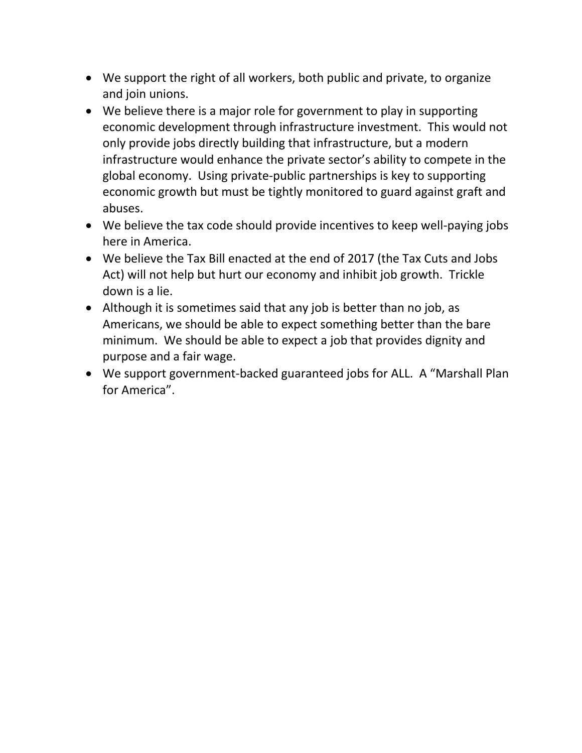- We support the right of all workers, both public and private, to organize and join unions.
- We believe there is a major role for government to play in supporting economic development through infrastructure investment. This would not only provide jobs directly building that infrastructure, but a modern infrastructure would enhance the private sector's ability to compete in the global economy. Using private-public partnerships is key to supporting economic growth but must be tightly monitored to guard against graft and abuses.
- We believe the tax code should provide incentives to keep well-paying jobs here in America.
- We believe the Tax Bill enacted at the end of 2017 (the Tax Cuts and Jobs Act) will not help but hurt our economy and inhibit job growth. Trickle down is a lie.
- Although it is sometimes said that any job is better than no job, as Americans, we should be able to expect something better than the bare minimum. We should be able to expect a job that provides dignity and purpose and a fair wage.
- We support government-backed guaranteed jobs for ALL. A "Marshall Plan for America".